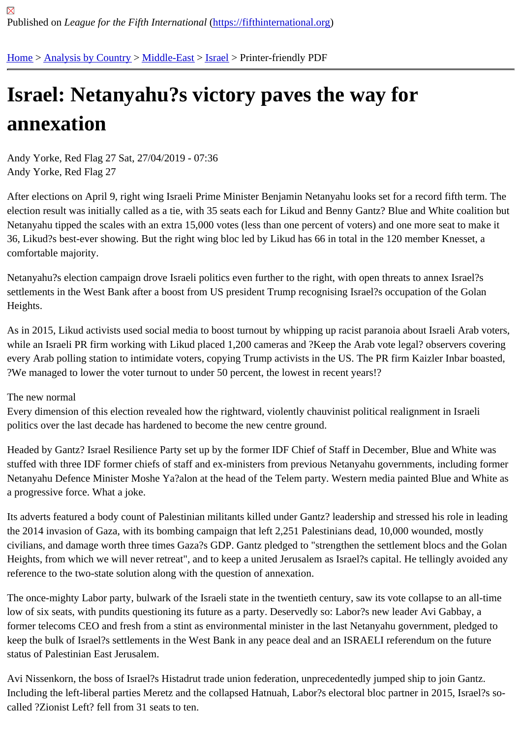Published on *League for the Fifth International* (https://fifthinternational.org)

Home > Analysis by Country > Middle-East > Israel > Printer-friendly PDF

# Israel: Netanyahu?s victory paves the way for annexation

Andy Yorke, Red Flag 27 Sat, 27/04/2019 - 07:36
Andy Yorke, Red Flag 27

After elections on April 9, right wing Israeli Prime Minister Benjamin Netanyahu looks set for a record fifth term. The election result was initially called as a tie, with 35 seats each for Likud and Benny Gantz? Blue and White coalition but Netanyahu tipped the scales with an extra 15,000 votes (less than one percent of voters) and one more seat to make it 36, Likud?s best-ever showing. But the right wing bloc led by Likud has 66 in total in the 120 member Knesset, a comfortable majority.

Netanyahu?s election campaign drove Israeli politics even further to the right, with open threats to annex Israel?s settlements in the West Bank after a boost from US president Trump recognising Israel?s occupation of the Golan Heights.

As in 2015, Likud activists used social media to boost turnout by whipping up racist paranoia about Israeli Arab voters, while an Israeli PR firm working with Likud placed 1,200 cameras and ?Keep the Arab vote legal? observers covering every Arab polling station to intimidate voters, copying Trump activists in the US. The PR firm Kaizler Inbar boasted, ?We managed to lower the voter turnout to under 50 percent, the lowest in recent years!?

The new normal

Every dimension of this election revealed how the rightward, violently chauvinist political realignment in Israeli politics over the last decade has hardened to become the new centre ground.

Headed by Gantz? Israel Resilience Party set up by the former IDF Chief of Staff in December, Blue and White was stuffed with three IDF former chiefs of staff and ex-ministers from previous Netanyahu governments, including former Netanyahu Defence Minister Moshe Ya?alon at the head of the Telem party. Western media painted Blue and White as a progressive force. What a joke.

Its adverts featured a body count of Palestinian militants killed under Gantz? leadership and stressed his role in leading the 2014 invasion of Gaza, with its bombing campaign that left 2,251 Palestinians dead, 10,000 wounded, mostly civilians, and damage worth three times Gaza?s GDP. Gantz pledged to "strengthen the settlement blocs and the Golan Heights, from which we will never retreat", and to keep a united Jerusalem as Israel?s capital. He tellingly avoided any reference to the two-state solution along with the question of annexation.

The once-mighty Labor party, bulwark of the Israeli state in the twentieth century, saw its vote collapse to an all-time low of six seats, with pundits questioning its future as a party. Deservedly so: Labor?s new leader Avi Gabbay, a former telecoms CEO and fresh from a stint as environmental minister in the last Netanyahu government, pledged to keep the bulk of Israel?s settlements in the West Bank in any peace deal and an ISRAELI referendum on the future status of Palestinian East Jerusalem.

Avi Nissenkorn, the boss of Israel?s Histadrut trade union federation, unprecedentedly jumped ship to join Gantz. Including the left-liberal parties Meretz and the collapsed Hatnuah, Labor?s electoral bloc partner in 2015, Israel?s so-called ?Zionist Left? fell from 31 seats to ten.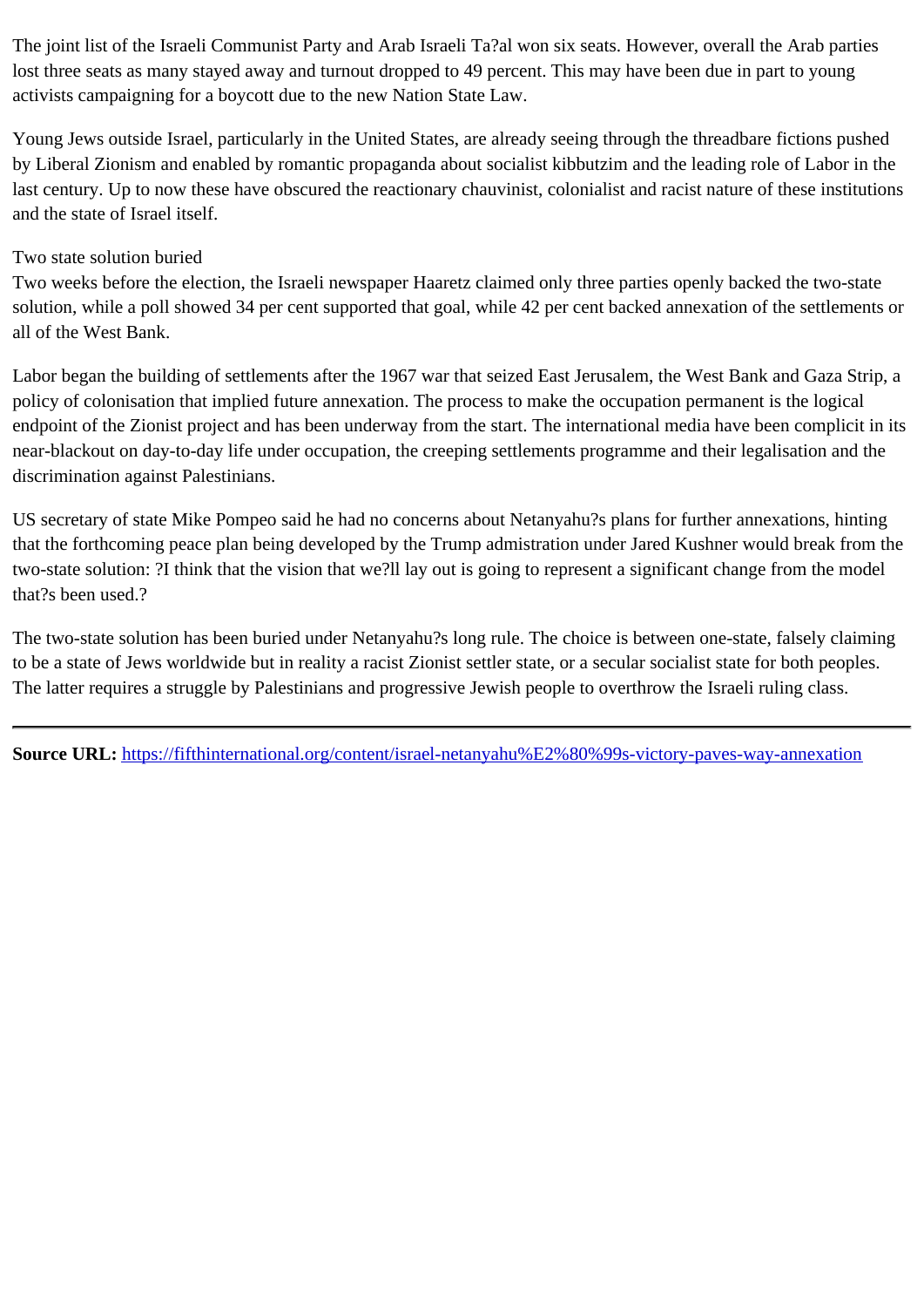The joint list of the Israeli Communist Party and Arab Israeli Ta?al won six seats. However, overall the Arab parties lost three seats as many stayed away and turnout dropped to 49 percent. This may have been due in part to young activists campaigning for a boycott due to the new Nation State Law.

Young Jews outside Israel, particularly in the United States, are already seeing through the threadbare fictions pushed by Liberal Zionism and enabled by romantic propaganda about socialist kibbutzim and the leading role of Labor in the last century. Up to now these have obscured the reactionary chauvinist, colonialist and racist nature of these institutions and the state of Israel itself.

Two state solution buried

Two weeks before the election, the Israeli newspaper Haaretz claimed only three parties openly backed the two-state solution, while a poll showed 34 per cent supported that goal, while 42 per cent backed annexation of the settlements or all of the West Bank.

Labor began the building of settlements after the 1967 war that seized East Jerusalem, the West Bank and Gaza Strip, a policy of colonisation that implied future annexation. The process to make the occupation permanent is the logical endpoint of the Zionist project and has been underway from the start. The international media have been complicit in its near-blackout on day-to-day life under occupation, the creeping settlements programme and their legalisation and the discrimination against Palestinians.

US secretary of state Mike Pompeo said he had no concerns about Netanyahu?s plans for further annexations, hinting that the forthcoming peace plan being developed by the Trump admistration under Jared Kushner would break from the two-state solution: ?I think that the vision that we?ll lay out is going to represent a significant change from the model that?s been used.?

The two-state solution has been buried under Netanyahu?s long rule. The choice is between one-state, falsely claiming to be a state of Jews worldwide but in reality a racist Zionist settler state, or a secular socialist state for both peoples. The latter requires a struggle by Palestinians and progressive Jewish people to overthrow the Israeli ruling class.

---

**Source URL:** https://fifthinternational.org/content/israel-netanyahu%E2%80%99s-victory-paves-way-annexation